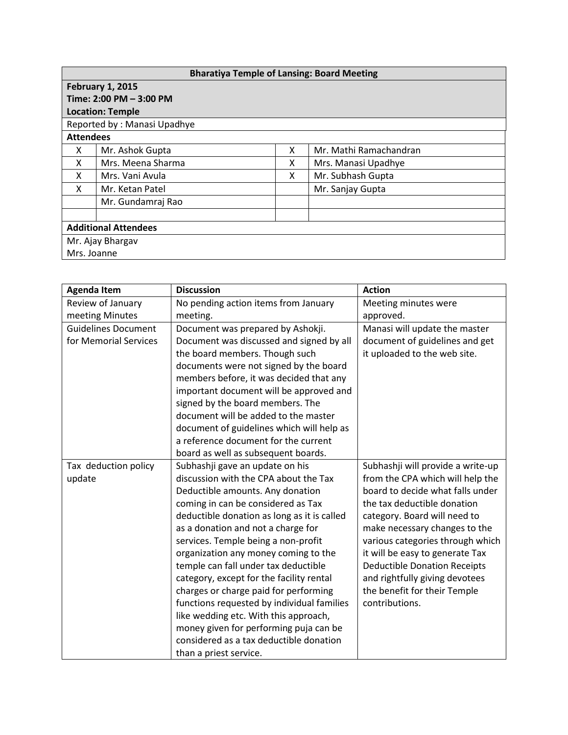| Bharatiya Temple of Lansing: Board Meeting | | | |
|---|---|---|---|
| **February 1, 2015**<br>**Time: 2:00 PM – 3:00 PM**<br>**Location: Temple** | | | |
| Reported by : Manasi Upadhye | | | |
| **Attendees** | | | |
| X | Mr. Ashok Gupta | X | Mr. Mathi Ramachandran |
| X | Mrs. Meena Sharma | X | Mrs. Manasi Upadhye |
| X | Mrs. Vani Avula | X | Mr. Subhash Gupta |
| X | Mr. Ketan Patel | | Mr. Sanjay Gupta |
| | Mr. Gundamraj Rao | | |
| | | | |
| **Additional Attendees** | | | |
| Mr. Ajay Bhargav<br>Mrs. Joanne | | | |

| Agenda Item | Discussion | Action |
|---|---|---|
| Review of January meeting Minutes | No pending action items from January meeting. | Meeting minutes were approved. |
| Guidelines Document for Memorial Services | Document was prepared by Ashokji. Document was discussed and signed by all the board members. Though such documents were not signed by the board members before, it was decided that any important document will be approved and signed by the board members. The document will be added to the master document of guidelines which will help as a reference document for the current board as well as subsequent boards. | Manasi will update the master document of guidelines and get it uploaded to the web site. |
| Tax deduction policy update | Subhashji gave an update on his discussion with the CPA about the Tax Deductible amounts. Any donation coming in can be considered as Tax deductible donation as long as it is called as a donation and not a charge for services. Temple being a non-profit organization any money coming to the temple can fall under tax deductible category, except for the facility rental charges or charge paid for performing functions requested by individual families like wedding etc. With this approach, money given for performing puja can be considered as a tax deductible donation than a priest service. | Subhashji will provide a write-up from the CPA which will help the board to decide what falls under the tax deductible donation category. Board will need to make necessary changes to the various categories through which it will be easy to generate Tax Deductible Donation Receipts and rightfully giving devotees the benefit for their Temple contributions. |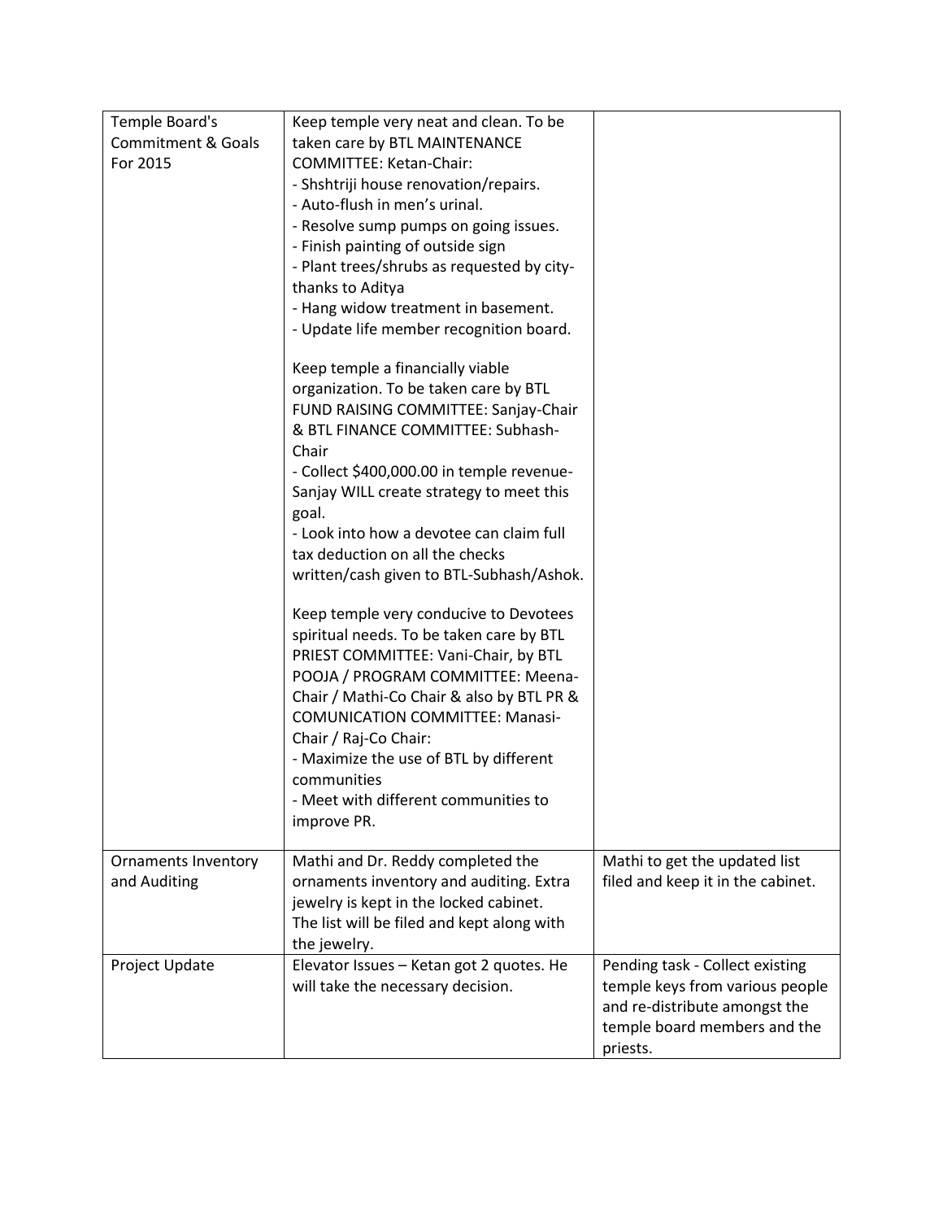| | | |
|---|---|---|
| Temple Board's Commitment & Goals For 2015 | Keep temple very neat and clean. To be taken care by BTL MAINTENANCE COMMITTEE: Ketan-Chair:<br>- Shshtriji house renovation/repairs.<br>- Auto-flush in men's urinal.<br>- Resolve sump pumps on going issues.<br>- Finish painting of outside sign<br>- Plant trees/shrubs as requested by city-thanks to Aditya<br>- Hang widow treatment in basement.<br>- Update life member recognition board.<br><br>Keep temple a financially viable organization. To be taken care by BTL FUND RAISING COMMITTEE: Sanjay-Chair & BTL FINANCE COMMITTEE: Subhash-Chair<br>- Collect $400,000.00 in temple revenue-Sanjay WILL create strategy to meet this goal.<br>- Look into how a devotee can claim full tax deduction on all the checks written/cash given to BTL-Subhash/Ashok.<br><br>Keep temple very conducive to Devotees spiritual needs. To be taken care by BTL PRIEST COMMITTEE: Vani-Chair, by BTL POOJA / PROGRAM COMMITTEE: Meena-Chair / Mathi-Co Chair & also by BTL PR & COMUNICATION COMMITTEE: Manasi-Chair / Raj-Co Chair:<br>- Maximize the use of BTL by different communities<br>- Meet with different communities to improve PR. | |
| Ornaments Inventory and Auditing | Mathi and Dr. Reddy completed the ornaments inventory and auditing. Extra jewelry is kept in the locked cabinet. The list will be filed and kept along with the jewelry. | Mathi to get the updated list filed and keep it in the cabinet. |
| Project Update | Elevator Issues – Ketan got 2 quotes. He will take the necessary decision. | Pending task - Collect existing temple keys from various people and re-distribute amongst the temple board members and the priests. |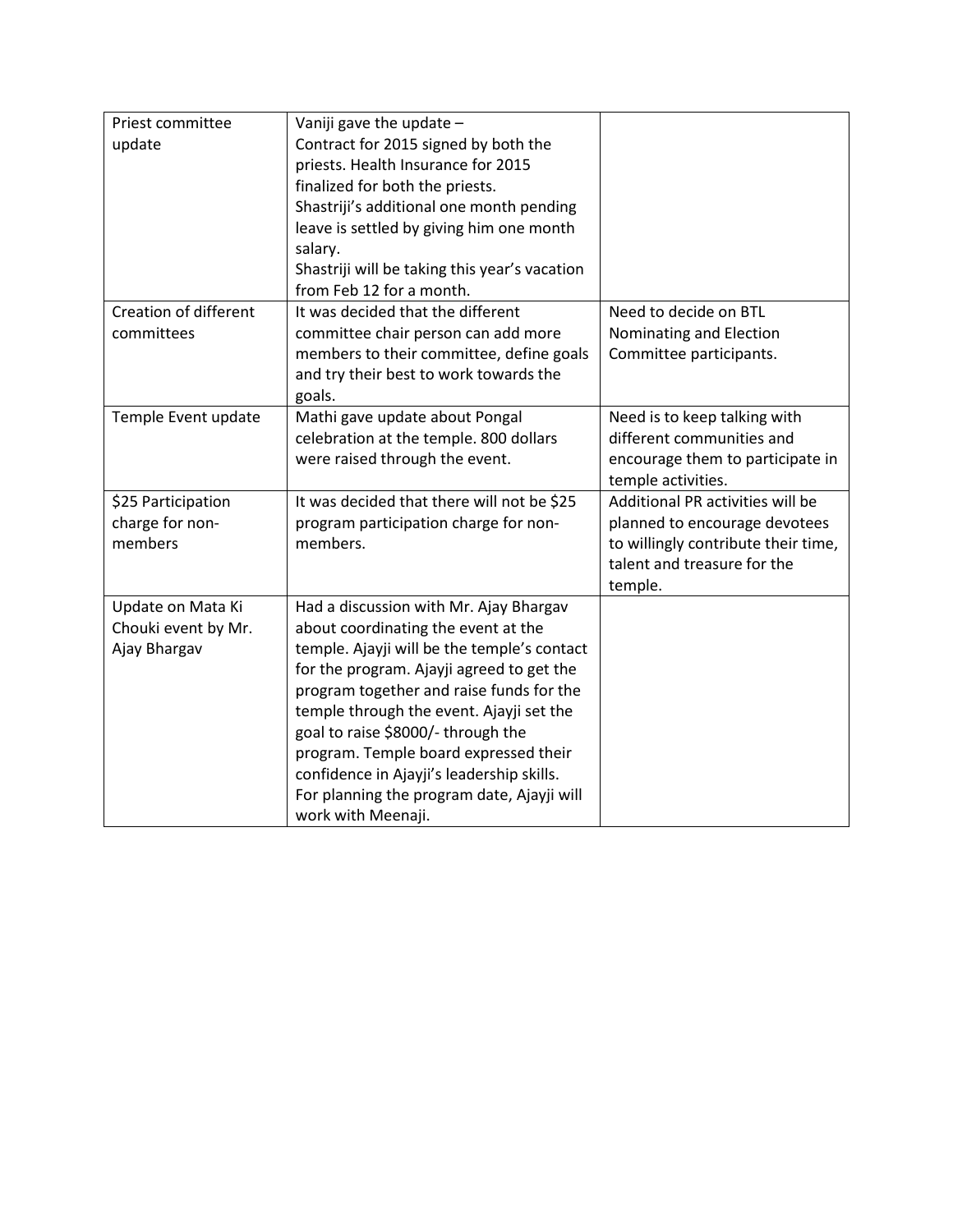| | | |
|---|---|---|
| Priest committee update | Vaniji gave the update – Contract for 2015 signed by both the priests. Health Insurance for 2015 finalized for both the priests. Shastriji's additional one month pending leave is settled by giving him one month salary. Shastriji will be taking this year's vacation from Feb 12 for a month. | |
| Creation of different committees | It was decided that the different committee chair person can add more members to their committee, define goals and try their best to work towards the goals. | Need to decide on BTL Nominating and Election Committee participants. |
| Temple Event update | Mathi gave update about Pongal celebration at the temple. 800 dollars were raised through the event. | Need is to keep talking with different communities and encourage them to participate in temple activities. |
| $25 Participation charge for non-members | It was decided that there will not be $25 program participation charge for non-members. | Additional PR activities will be planned to encourage devotees to willingly contribute their time, talent and treasure for the temple. |
| Update on Mata Ki Chouki event by Mr. Ajay Bhargav | Had a discussion with Mr. Ajay Bhargav about coordinating the event at the temple. Ajayji will be the temple's contact for the program. Ajayji agreed to get the program together and raise funds for the temple through the event. Ajayji set the goal to raise $8000/- through the program. Temple board expressed their confidence in Ajayji's leadership skills. For planning the program date, Ajayji will work with Meenaji. | |